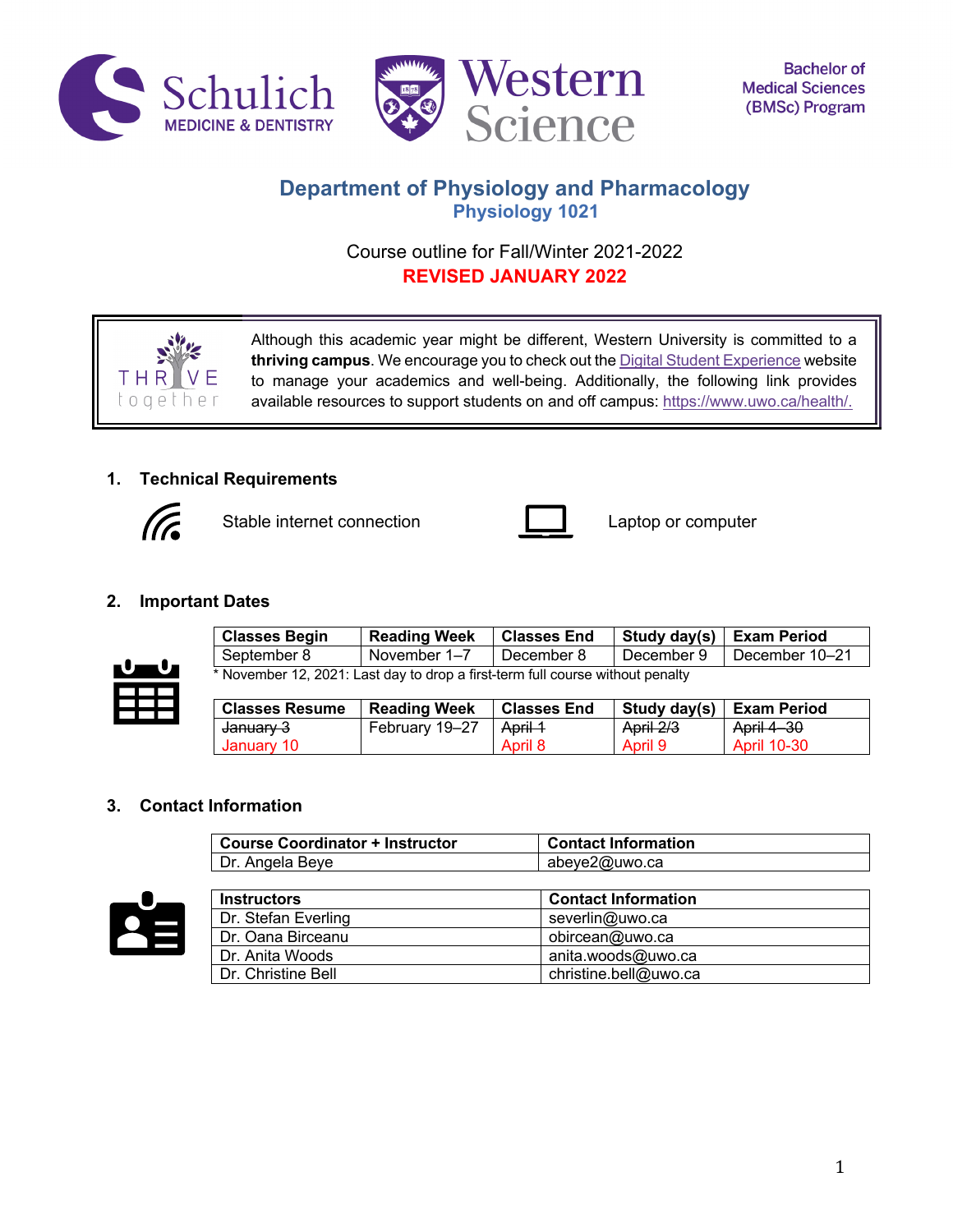Schulich MEDICINE & DENTISTRY | Western Science | Bachelor of Medical Sciences (BMSc) Program

# Department of Physiology and Pharmacology

## Physiology 1021

Course outline for Fall/Winter 2021-2022

**REVISED JANUARY 2022**

Although this academic year might be different, Western University is committed to a **thriving campus**. We encourage you to check out the Digital Student Experience website to manage your academics and well-being. Additionally, the following link provides available resources to support students on and off campus: https://www.uwo.ca/health/.

### 1. Technical Requirements

Stable internet connection

Laptop or computer

### 2. Important Dates

| Classes Begin | Reading Week | Classes End | Study day(s) | Exam Period |
|---|---|---|---|---|
| September 8 | November 1–7 | December 8 | December 9 | December 10–21 |

* November 12, 2021: Last day to drop a first-term full course without penalty

| Classes Resume | Reading Week | Classes End | Study day(s) | Exam Period |
|---|---|---|---|---|
| ~~January 3~~ January 10 | February 19–27 | ~~April 1~~ April 8 | ~~April 2/3~~ April 9 | ~~April 4–30~~ April 10-30 |

### 3. Contact Information

| Course Coordinator + Instructor | Contact Information |
|---|---|
| Dr. Angela Beye | abeye2@uwo.ca |

| Instructors | Contact Information |
|---|---|
| Dr. Stefan Everling | severlin@uwo.ca |
| Dr. Oana Birceanu | obircean@uwo.ca |
| Dr. Anita Woods | anita.woods@uwo.ca |
| Dr. Christine Bell | christine.bell@uwo.ca |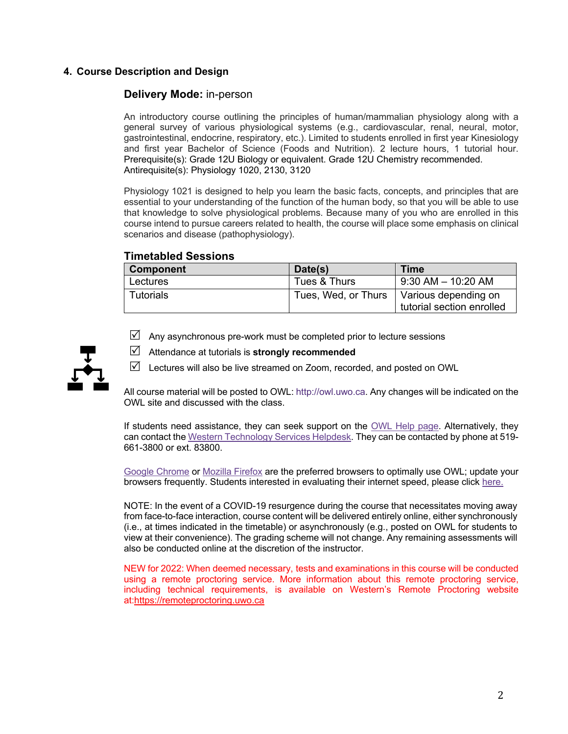## 4. Course Description and Design

### Delivery Mode: in-person

An introductory course outlining the principles of human/mammalian physiology along with a general survey of various physiological systems (e.g., cardiovascular, renal, neural, motor, gastrointestinal, endocrine, respiratory, etc.). Limited to students enrolled in first year Kinesiology and first year Bachelor of Science (Foods and Nutrition). 2 lecture hours, 1 tutorial hour.
Prerequisite(s): Grade 12U Biology or equivalent. Grade 12U Chemistry recommended.
Antirequisite(s): Physiology 1020, 2130, 3120

Physiology 1021 is designed to help you learn the basic facts, concepts, and principles that are essential to your understanding of the function of the human body, so that you will be able to use that knowledge to solve physiological problems. Because many of you who are enrolled in this course intend to pursue careers related to health, the course will place some emphasis on clinical scenarios and disease (pathophysiology).

### Timetabled Sessions

| Component | Date(s) | Time |
|---|---|---|
| Lectures | Tues & Thurs | 9:30 AM – 10:20 AM |
| Tutorials | Tues, Wed, or Thurs | Various depending on tutorial section enrolled |

- ☑ Any asynchronous pre-work must be completed prior to lecture sessions
- ☑ Attendance at tutorials is **strongly recommended**
- ☑ Lectures will also be live streamed on Zoom, recorded, and posted on OWL

All course material will be posted to OWL: http://owl.uwo.ca. Any changes will be indicated on the OWL site and discussed with the class.

If students need assistance, they can seek support on the OWL Help page. Alternatively, they can contact the Western Technology Services Helpdesk. They can be contacted by phone at 519-661-3800 or ext. 83800.

Google Chrome or Mozilla Firefox are the preferred browsers to optimally use OWL; update your browsers frequently. Students interested in evaluating their internet speed, please click here.

NOTE: In the event of a COVID-19 resurgence during the course that necessitates moving away from face-to-face interaction, course content will be delivered entirely online, either synchronously (i.e., at times indicated in the timetable) or asynchronously (e.g., posted on OWL for students to view at their convenience). The grading scheme will not change. Any remaining assessments will also be conducted online at the discretion of the instructor.

NEW for 2022: When deemed necessary, tests and examinations in this course will be conducted using a remote proctoring service. More information about this remote proctoring service, including technical requirements, is available on Western's Remote Proctoring website at:https://remoteproctoring.uwo.ca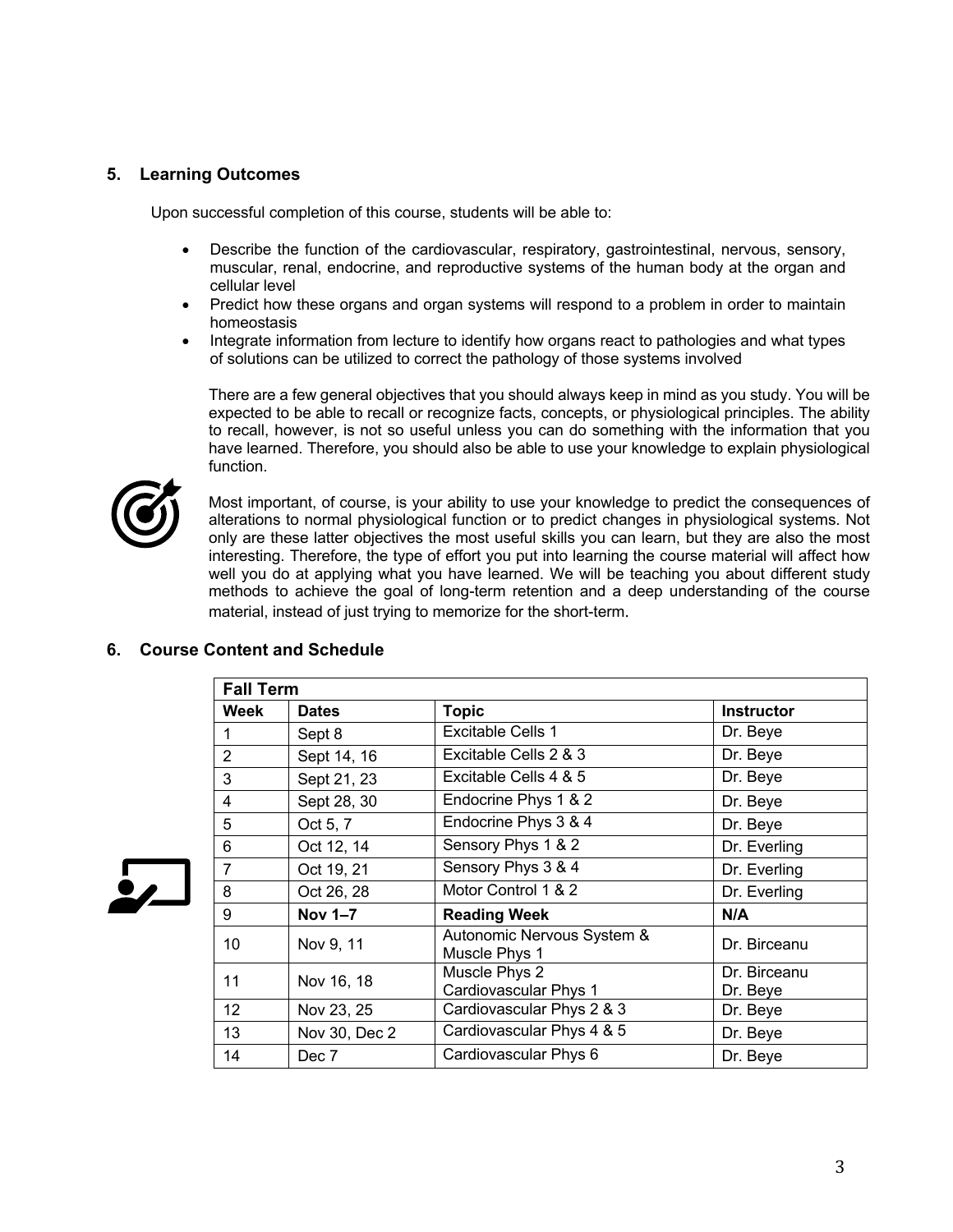## 5. Learning Outcomes

Upon successful completion of this course, students will be able to:

- Describe the function of the cardiovascular, respiratory, gastrointestinal, nervous, sensory, muscular, renal, endocrine, and reproductive systems of the human body at the organ and cellular level
- Predict how these organs and organ systems will respond to a problem in order to maintain homeostasis
- Integrate information from lecture to identify how organs react to pathologies and what types of solutions can be utilized to correct the pathology of those systems involved

There are a few general objectives that you should always keep in mind as you study. You will be expected to be able to recall or recognize facts, concepts, or physiological principles. The ability to recall, however, is not so useful unless you can do something with the information that you have learned. Therefore, you should also be able to use your knowledge to explain physiological function.

Most important, of course, is your ability to use your knowledge to predict the consequences of alterations to normal physiological function or to predict changes in physiological systems. Not only are these latter objectives the most useful skills you can learn, but they are also the most interesting. Therefore, the type of effort you put into learning the course material will affect how well you do at applying what you have learned. We will be teaching you about different study methods to achieve the goal of long-term retention and a deep understanding of the course material, instead of just trying to memorize for the short-term.

## 6. Course Content and Schedule

| **Fall Term** | | | |
|---|---|---|---|
| **Week** | **Dates** | **Topic** | **Instructor** |
| 1 | Sept 8 | Excitable Cells 1 | Dr. Beye |
| 2 | Sept 14, 16 | Excitable Cells 2 & 3 | Dr. Beye |
| 3 | Sept 21, 23 | Excitable Cells 4 & 5 | Dr. Beye |
| 4 | Sept 28, 30 | Endocrine Phys 1 & 2 | Dr. Beye |
| 5 | Oct 5, 7 | Endocrine Phys 3 & 4 | Dr. Beye |
| 6 | Oct 12, 14 | Sensory Phys 1 & 2 | Dr. Everling |
| 7 | Oct 19, 21 | Sensory Phys 3 & 4 | Dr. Everling |
| 8 | Oct 26, 28 | Motor Control 1 & 2 | Dr. Everling |
| 9 | **Nov 1–7** | **Reading Week** | **N/A** |
| 10 | Nov 9, 11 | Autonomic Nervous System & Muscle Phys 1 | Dr. Birceanu |
| 11 | Nov 16, 18 | Muscle Phys 2<br>Cardiovascular Phys 1 | Dr. Birceanu<br>Dr. Beye |
| 12 | Nov 23, 25 | Cardiovascular Phys 2 & 3 | Dr. Beye |
| 13 | Nov 30, Dec 2 | Cardiovascular Phys 4 & 5 | Dr. Beye |
| 14 | Dec 7 | Cardiovascular Phys 6 | Dr. Beye |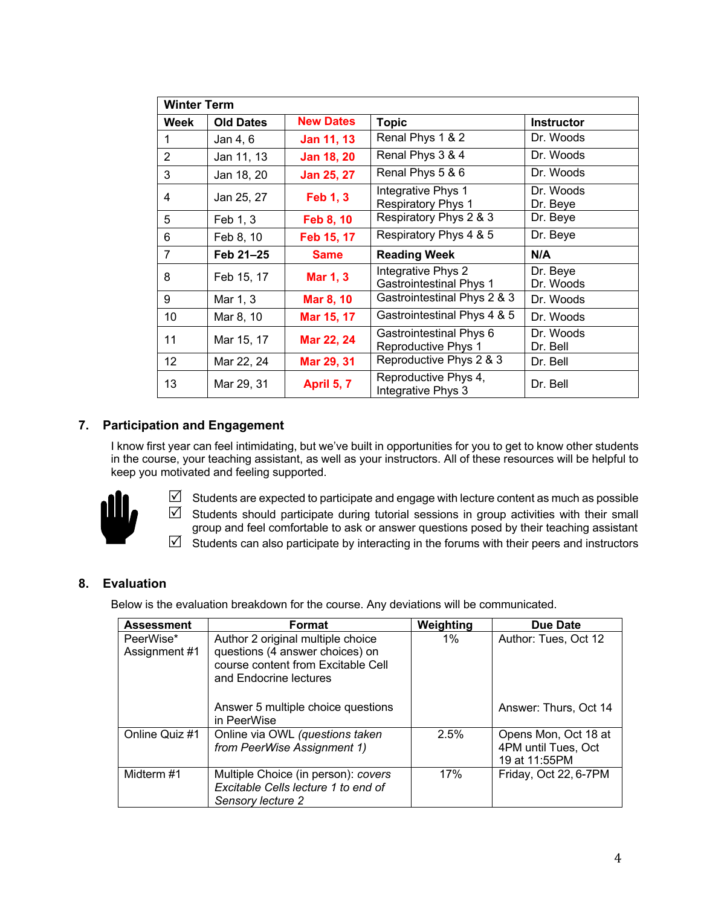| Winter Term | | | | |
|---|---|---|---|---|
| **Week** | **Old Dates** | **New Dates** | **Topic** | **Instructor** |
| 1 | Jan 4, 6 | **Jan 11, 13** | Renal Phys 1 & 2 | Dr. Woods |
| 2 | Jan 11, 13 | **Jan 18, 20** | Renal Phys 3 & 4 | Dr. Woods |
| 3 | Jan 18, 20 | **Jan 25, 27** | Renal Phys 5 & 6 | Dr. Woods |
| 4 | Jan 25, 27 | **Feb 1, 3** | Integrative Phys 1<br>Respiratory Phys 1 | Dr. Woods<br>Dr. Beye |
| 5 | Feb 1, 3 | **Feb 8, 10** | Respiratory Phys 2 & 3 | Dr. Beye |
| 6 | Feb 8, 10 | **Feb 15, 17** | Respiratory Phys 4 & 5 | Dr. Beye |
| 7 | **Feb 21–25** | **Same** | **Reading Week** | **N/A** |
| 8 | Feb 15, 17 | **Mar 1, 3** | Integrative Phys 2<br>Gastrointestinal Phys 1 | Dr. Beye<br>Dr. Woods |
| 9 | Mar 1, 3 | **Mar 8, 10** | Gastrointestinal Phys 2 & 3 | Dr. Woods |
| 10 | Mar 8, 10 | **Mar 15, 17** | Gastrointestinal Phys 4 & 5 | Dr. Woods |
| 11 | Mar 15, 17 | **Mar 22, 24** | Gastrointestinal Phys 6<br>Reproductive Phys 1 | Dr. Woods<br>Dr. Bell |
| 12 | Mar 22, 24 | **Mar 29, 31** | Reproductive Phys 2 & 3 | Dr. Bell |
| 13 | Mar 29, 31 | **April 5, 7** | Reproductive Phys 4,<br>Integrative Phys 3 | Dr. Bell |

## 7. Participation and Engagement

I know first year can feel intimidating, but we've built in opportunities for you to get to know other students in the course, your teaching assistant, as well as your instructors. All of these resources will be helpful to keep you motivated and feeling supported.

- ☑ Students are expected to participate and engage with lecture content as much as possible
- ☑ Students should participate during tutorial sessions in group activities with their small group and feel comfortable to ask or answer questions posed by their teaching assistant
- ☑ Students can also participate by interacting in the forums with their peers and instructors

## 8. Evaluation

Below is the evaluation breakdown for the course. Any deviations will be communicated.

| Assessment | Format | Weighting | Due Date |
|---|---|---|---|
| PeerWise* Assignment #1 | Author 2 original multiple choice questions (4 answer choices) on course content from Excitable Cell and Endocrine lectures<br><br>Answer 5 multiple choice questions in PeerWise | 1% | Author: Tues, Oct 12<br><br>Answer: Thurs, Oct 14 |
| Online Quiz #1 | Online via OWL *(questions taken from PeerWise Assignment 1)* | 2.5% | Opens Mon, Oct 18 at 4PM until Tues, Oct 19 at 11:55PM |
| Midterm #1 | Multiple Choice (in person): *covers Excitable Cells lecture 1 to end of Sensory lecture 2* | 17% | Friday, Oct 22, 6-7PM |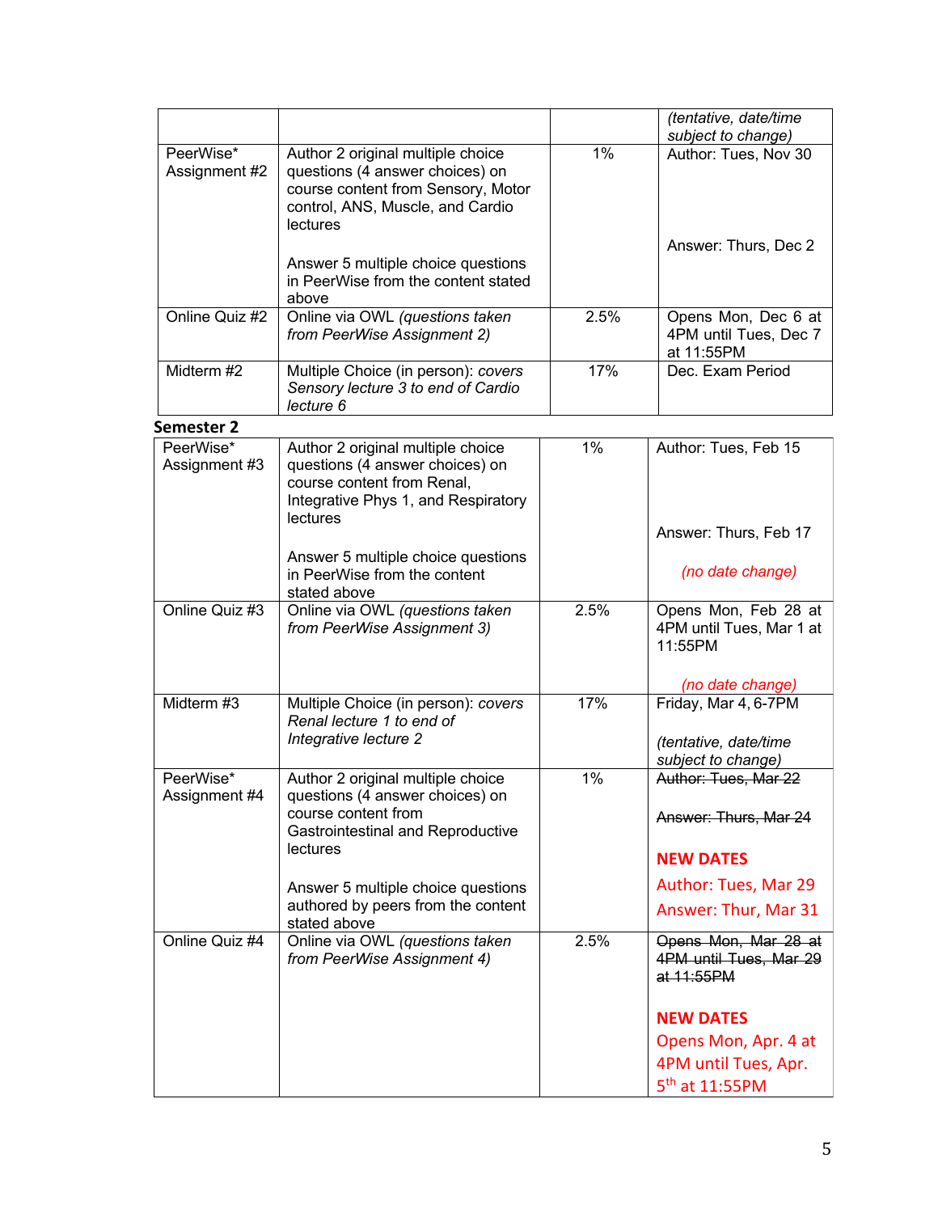| | | | *(tentative, date/time subject to change)* |
|---|---|---|---|
| PeerWise* Assignment #2 | Author 2 original multiple choice questions (4 answer choices) on course content from Sensory, Motor control, ANS, Muscle, and Cardio lectures<br><br>Answer 5 multiple choice questions in PeerWise from the content stated above | 1% | Author: Tues, Nov 30<br><br>Answer: Thurs, Dec 2 |
| Online Quiz #2 | Online via OWL *(questions taken from PeerWise Assignment 2)* | 2.5% | Opens Mon, Dec 6 at 4PM until Tues, Dec 7 at 11:55PM |
| Midterm #2 | Multiple Choice (in person): *covers Sensory lecture 3 to end of Cardio lecture 6* | 17% | Dec. Exam Period |

**Semester 2**

| | | | |
|---|---|---|---|
| PeerWise* Assignment #3 | Author 2 original multiple choice questions (4 answer choices) on course content from Renal, Integrative Phys 1, and Respiratory lectures<br><br>Answer 5 multiple choice questions in PeerWise from the content stated above | 1% | Author: Tues, Feb 15<br><br>Answer: Thurs, Feb 17<br><br>*(no date change)* |
| Online Quiz #3 | Online via OWL *(questions taken from PeerWise Assignment 3)* | 2.5% | Opens Mon, Feb 28 at 4PM until Tues, Mar 1 at 11:55PM<br><br>*(no date change)* |
| Midterm #3 | Multiple Choice (in person): *covers Renal lecture 1 to end of Integrative lecture 2* | 17% | Friday, Mar 4, 6-7PM<br><br>*(tentative, date/time subject to change)* |
| PeerWise* Assignment #4 | Author 2 original multiple choice questions (4 answer choices) on course content from Gastrointestinal and Reproductive lectures<br><br>Answer 5 multiple choice questions authored by peers from the content stated above | 1% | ~~Author: Tues, Mar 22~~<br><br>~~Answer: Thurs, Mar 24~~<br><br>**NEW DATES**<br>Author: Tues, Mar 29<br>Answer: Thur, Mar 31 |
| Online Quiz #4 | Online via OWL *(questions taken from PeerWise Assignment 4)* | 2.5% | ~~Opens Mon, Mar 28 at 4PM until Tues, Mar 29 at 11:55PM~~<br><br>**NEW DATES**<br>Opens Mon, Apr. 4 at 4PM until Tues, Apr. 5th at 11:55PM |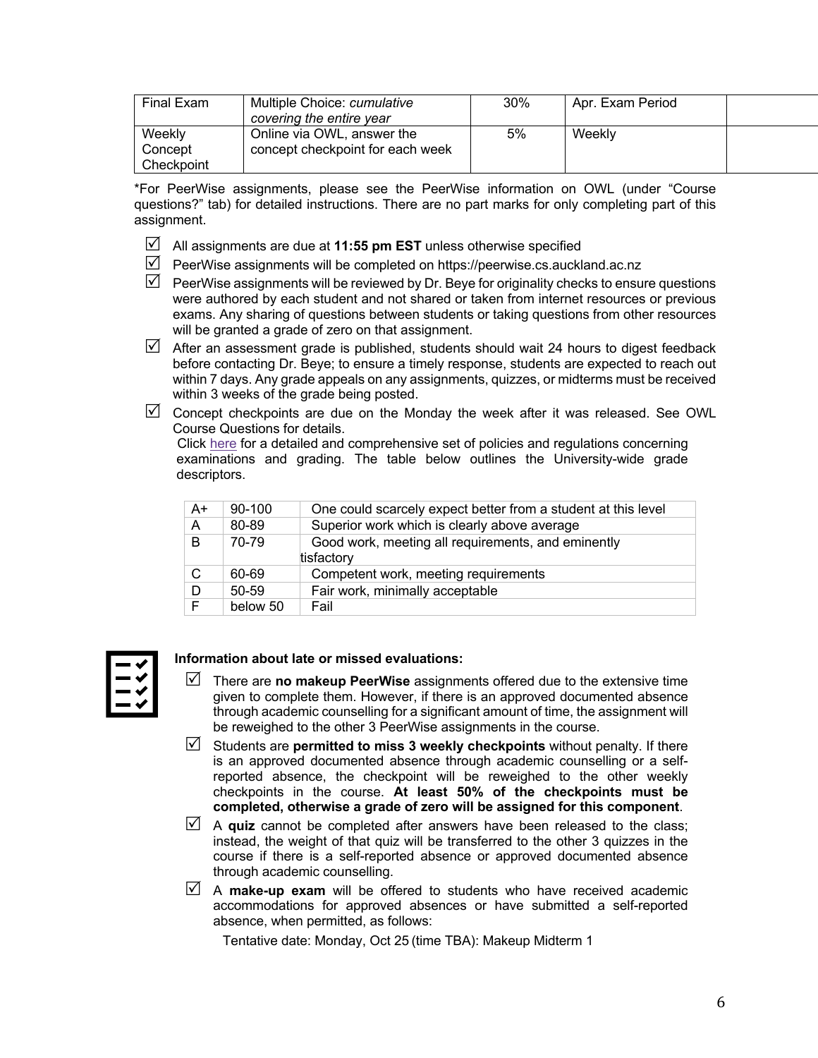| Final Exam | Multiple Choice: *cumulative covering the entire year* | 30% | Apr. Exam Period | |
|---|---|---|---|---|
| Weekly Concept Checkpoint | Online via OWL, answer the concept checkpoint for each week | 5% | Weekly | |

*For PeerWise assignments, please see the PeerWise information on OWL (under "Course questions?" tab) for detailed instructions. There are no part marks for only completing part of this assignment.

- ☑ All assignments are due at **11:55 pm EST** unless otherwise specified
- ☑ PeerWise assignments will be completed on https://peerwise.cs.auckland.ac.nz
- ☑ PeerWise assignments will be reviewed by Dr. Beye for originality checks to ensure questions were authored by each student and not shared or taken from internet resources or previous exams. Any sharing of questions between students or taking questions from other resources will be granted a grade of zero on that assignment.
- ☑ After an assessment grade is published, students should wait 24 hours to digest feedback before contacting Dr. Beye; to ensure a timely response, students are expected to reach out within 7 days. Any grade appeals on any assignments, quizzes, or midterms must be received within 3 weeks of the grade being posted.
- ☑ Concept checkpoints are due on the Monday the week after it was released. See OWL Course Questions for details.

Click here for a detailed and comprehensive set of policies and regulations concerning examinations and grading. The table below outlines the University-wide grade descriptors.

| A+ | 90-100 | One could scarcely expect better from a student at this level |
|---|---|---|
| A | 80-89 | Superior work which is clearly above average |
| B | 70-79 | Good work, meeting all requirements, and eminently tisfactory |
| C | 60-69 | Competent work, meeting requirements |
| D | 50-59 | Fair work, minimally acceptable |
| F | below 50 | Fail |

**Information about late or missed evaluations:**

- ☑ There are **no makeup PeerWise** assignments offered due to the extensive time given to complete them. However, if there is an approved documented absence through academic counselling for a significant amount of time, the assignment will be reweighed to the other 3 PeerWise assignments in the course.
- ☑ Students are **permitted to miss 3 weekly checkpoints** without penalty. If there is an approved documented absence through academic counselling or a self-reported absence, the checkpoint will be reweighed to the other weekly checkpoints in the course. **At least 50% of the checkpoints must be completed, otherwise a grade of zero will be assigned for this component**.
- ☑ A **quiz** cannot be completed after answers have been released to the class; instead, the weight of that quiz will be transferred to the other 3 quizzes in the course if there is a self-reported absence or approved documented absence through academic counselling.
- ☑ A **make-up exam** will be offered to students who have received academic accommodations for approved absences or have submitted a self-reported absence, when permitted, as follows:

  Tentative date: Monday, Oct 25 (time TBA): Makeup Midterm 1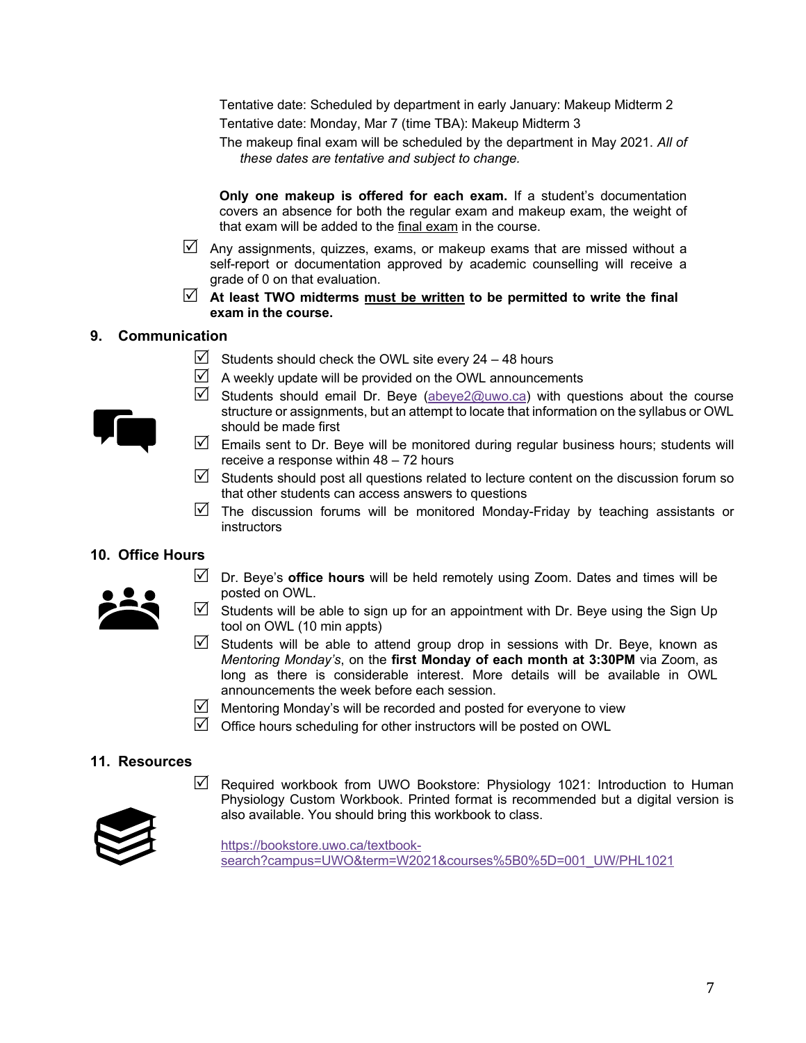Tentative date: Scheduled by department in early January: Makeup Midterm 2

Tentative date: Monday, Mar 7 (time TBA): Makeup Midterm 3

The makeup final exam will be scheduled by the department in May 2021. *All of these dates are tentative and subject to change.*

**Only one makeup is offered for each exam.** If a student's documentation covers an absence for both the regular exam and makeup exam, the weight of that exam will be added to the final exam in the course.

- ☑ Any assignments, quizzes, exams, or makeup exams that are missed without a self-report or documentation approved by academic counselling will receive a grade of 0 on that evaluation.
- ☑ **At least TWO midterms must be written to be permitted to write the final exam in the course.**

## 9. Communication

- ☑ Students should check the OWL site every 24 – 48 hours
- ☑ A weekly update will be provided on the OWL announcements
- ☑ Students should email Dr. Beye (abeye2@uwo.ca) with questions about the course structure or assignments, but an attempt to locate that information on the syllabus or OWL should be made first
- ☑ Emails sent to Dr. Beye will be monitored during regular business hours; students will receive a response within 48 – 72 hours
- ☑ Students should post all questions related to lecture content on the discussion forum so that other students can access answers to questions
- ☑ The discussion forums will be monitored Monday-Friday by teaching assistants or instructors

## 10. Office Hours

- ☑ Dr. Beye's **office hours** will be held remotely using Zoom. Dates and times will be posted on OWL.
- ☑ Students will be able to sign up for an appointment with Dr. Beye using the Sign Up tool on OWL (10 min appts)
- ☑ Students will be able to attend group drop in sessions with Dr. Beye, known as *Mentoring Monday's*, on the **first Monday of each month at 3:30PM** via Zoom, as long as there is considerable interest. More details will be available in OWL announcements the week before each session.
- ☑ Mentoring Monday's will be recorded and posted for everyone to view
- ☑ Office hours scheduling for other instructors will be posted on OWL

## 11. Resources

- ☑ Required workbook from UWO Bookstore: Physiology 1021: Introduction to Human Physiology Custom Workbook. Printed format is recommended but a digital version is also available. You should bring this workbook to class.

  https://bookstore.uwo.ca/textbook-search?campus=UWO&term=W2021&courses%5B0%5D=001_UW/PHL1021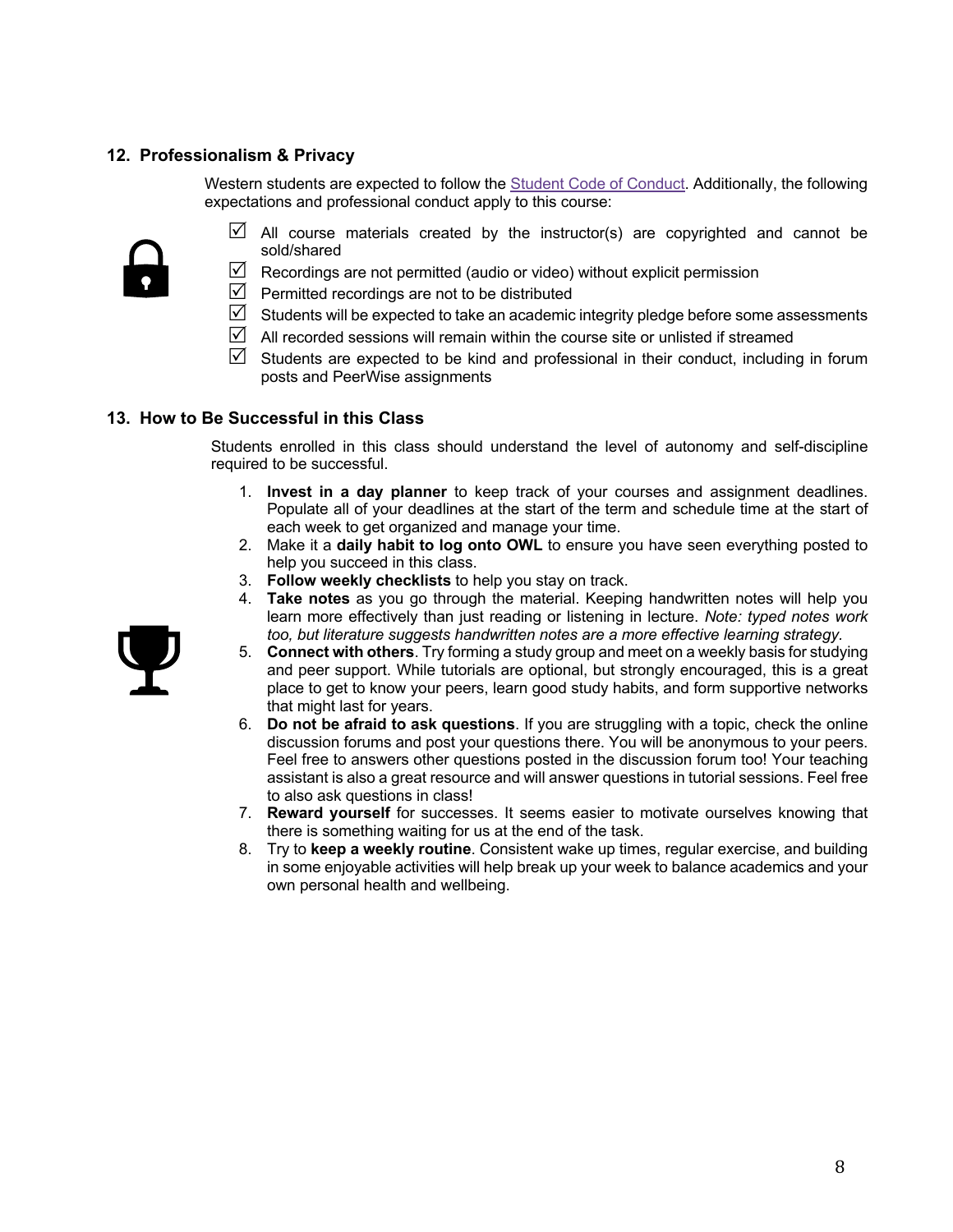## 12. Professionalism & Privacy

Western students are expected to follow the Student Code of Conduct. Additionally, the following expectations and professional conduct apply to this course:

- ☑ All course materials created by the instructor(s) are copyrighted and cannot be sold/shared
- ☑ Recordings are not permitted (audio or video) without explicit permission
- ☑ Permitted recordings are not to be distributed
- ☑ Students will be expected to take an academic integrity pledge before some assessments
- ☑ All recorded sessions will remain within the course site or unlisted if streamed
- ☑ Students are expected to be kind and professional in their conduct, including in forum posts and PeerWise assignments

## 13. How to Be Successful in this Class

Students enrolled in this class should understand the level of autonomy and self-discipline required to be successful.

1. **Invest in a day planner** to keep track of your courses and assignment deadlines. Populate all of your deadlines at the start of the term and schedule time at the start of each week to get organized and manage your time.
2. Make it a **daily habit to log onto OWL** to ensure you have seen everything posted to help you succeed in this class.
3. **Follow weekly checklists** to help you stay on track.
4. **Take notes** as you go through the material. Keeping handwritten notes will help you learn more effectively than just reading or listening in lecture. *Note: typed notes work too, but literature suggests handwritten notes are a more effective learning strategy.*
5. **Connect with others**. Try forming a study group and meet on a weekly basis for studying and peer support. While tutorials are optional, but strongly encouraged, this is a great place to get to know your peers, learn good study habits, and form supportive networks that might last for years.
6. **Do not be afraid to ask questions**. If you are struggling with a topic, check the online discussion forums and post your questions there. You will be anonymous to your peers. Feel free to answers other questions posted in the discussion forum too! Your teaching assistant is also a great resource and will answer questions in tutorial sessions. Feel free to also ask questions in class!
7. **Reward yourself** for successes. It seems easier to motivate ourselves knowing that there is something waiting for us at the end of the task.
8. Try to **keep a weekly routine**. Consistent wake up times, regular exercise, and building in some enjoyable activities will help break up your week to balance academics and your own personal health and wellbeing.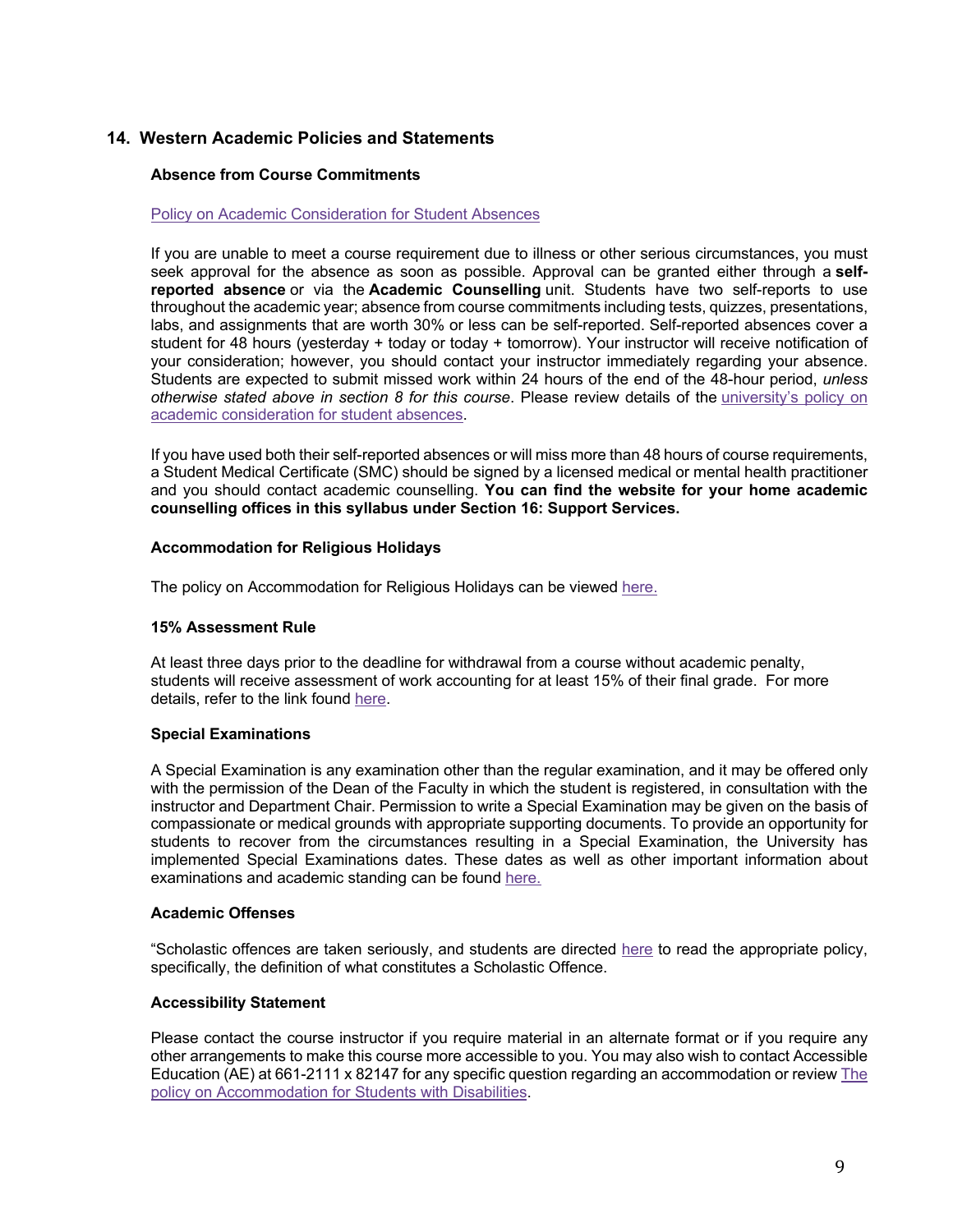## 14. Western Academic Policies and Statements

### Absence from Course Commitments

Policy on Academic Consideration for Student Absences

If you are unable to meet a course requirement due to illness or other serious circumstances, you must seek approval for the absence as soon as possible. Approval can be granted either through a **self-reported absence** or via the **Academic Counselling** unit. Students have two self-reports to use throughout the academic year; absence from course commitments including tests, quizzes, presentations, labs, and assignments that are worth 30% or less can be self-reported. Self-reported absences cover a student for 48 hours (yesterday + today or today + tomorrow). Your instructor will receive notification of your consideration; however, you should contact your instructor immediately regarding your absence. Students are expected to submit missed work within 24 hours of the end of the 48-hour period, *unless otherwise stated above in section 8 for this course*. Please review details of the university's policy on academic consideration for student absences.

If you have used both their self-reported absences or will miss more than 48 hours of course requirements, a Student Medical Certificate (SMC) should be signed by a licensed medical or mental health practitioner and you should contact academic counselling. **You can find the website for your home academic counselling offices in this syllabus under Section 16: Support Services.**

### Accommodation for Religious Holidays

The policy on Accommodation for Religious Holidays can be viewed here.

### 15% Assessment Rule

At least three days prior to the deadline for withdrawal from a course without academic penalty, students will receive assessment of work accounting for at least 15% of their final grade. For more details, refer to the link found here.

### Special Examinations

A Special Examination is any examination other than the regular examination, and it may be offered only with the permission of the Dean of the Faculty in which the student is registered, in consultation with the instructor and Department Chair. Permission to write a Special Examination may be given on the basis of compassionate or medical grounds with appropriate supporting documents. To provide an opportunity for students to recover from the circumstances resulting in a Special Examination, the University has implemented Special Examinations dates. These dates as well as other important information about examinations and academic standing can be found here.

### Academic Offenses

"Scholastic offences are taken seriously, and students are directed here to read the appropriate policy, specifically, the definition of what constitutes a Scholastic Offence.

### Accessibility Statement

Please contact the course instructor if you require material in an alternate format or if you require any other arrangements to make this course more accessible to you. You may also wish to contact Accessible Education (AE) at 661-2111 x 82147 for any specific question regarding an accommodation or review The policy on Accommodation for Students with Disabilities.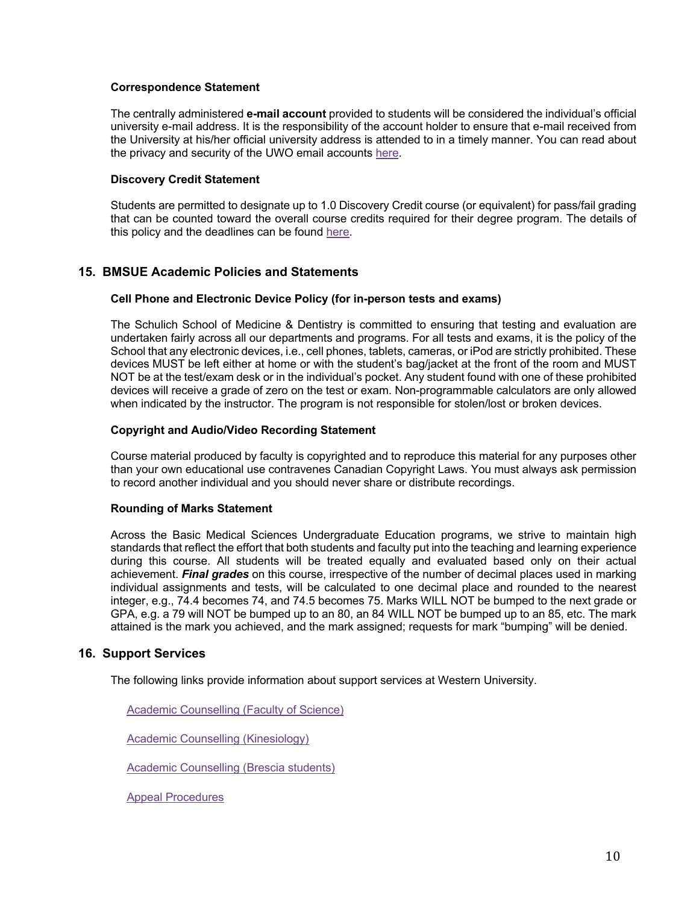### Correspondence Statement

The centrally administered **e-mail account** provided to students will be considered the individual's official university e-mail address. It is the responsibility of the account holder to ensure that e-mail received from the University at his/her official university address is attended to in a timely manner. You can read about the privacy and security of the UWO email accounts here.

### Discovery Credit Statement

Students are permitted to designate up to 1.0 Discovery Credit course (or equivalent) for pass/fail grading that can be counted toward the overall course credits required for their degree program. The details of this policy and the deadlines can be found here.

## 15. BMSUE Academic Policies and Statements

### Cell Phone and Electronic Device Policy (for in-person tests and exams)

The Schulich School of Medicine & Dentistry is committed to ensuring that testing and evaluation are undertaken fairly across all our departments and programs. For all tests and exams, it is the policy of the School that any electronic devices, i.e., cell phones, tablets, cameras, or iPod are strictly prohibited. These devices MUST be left either at home or with the student's bag/jacket at the front of the room and MUST NOT be at the test/exam desk or in the individual's pocket. Any student found with one of these prohibited devices will receive a grade of zero on the test or exam. Non-programmable calculators are only allowed when indicated by the instructor. The program is not responsible for stolen/lost or broken devices.

### Copyright and Audio/Video Recording Statement

Course material produced by faculty is copyrighted and to reproduce this material for any purposes other than your own educational use contravenes Canadian Copyright Laws. You must always ask permission to record another individual and you should never share or distribute recordings.

### Rounding of Marks Statement

Across the Basic Medical Sciences Undergraduate Education programs, we strive to maintain high standards that reflect the effort that both students and faculty put into the teaching and learning experience during this course. All students will be treated equally and evaluated based only on their actual achievement. ***Final grades*** on this course, irrespective of the number of decimal places used in marking individual assignments and tests, will be calculated to one decimal place and rounded to the nearest integer, e.g., 74.4 becomes 74, and 74.5 becomes 75. Marks WILL NOT be bumped to the next grade or GPA, e.g. a 79 will NOT be bumped up to an 80, an 84 WILL NOT be bumped up to an 85, etc. The mark attained is the mark you achieved, and the mark assigned; requests for mark "bumping" will be denied.

## 16. Support Services

The following links provide information about support services at Western University.

Academic Counselling (Faculty of Science)

Academic Counselling (Kinesiology)

Academic Counselling (Brescia students)

Appeal Procedures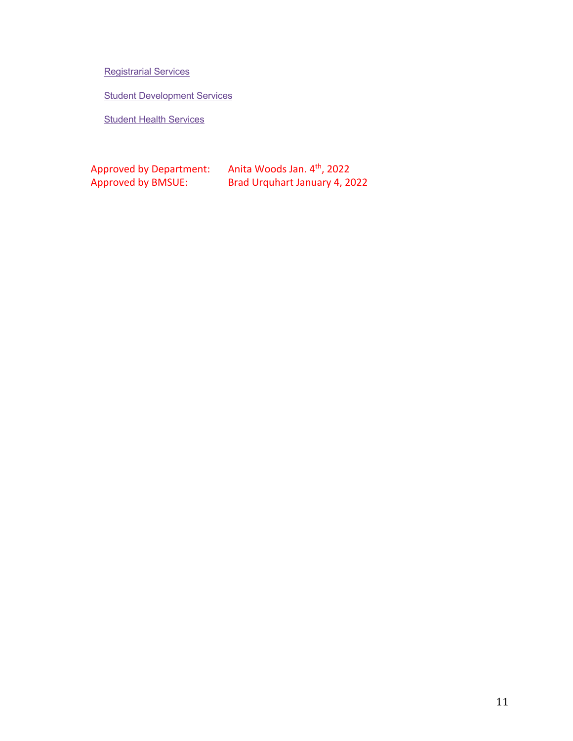[Registrarial Services]

[Student Development Services]

[Student Health Services]

Approved by Department: Anita Woods Jan. 4th, 2022
Approved by BMSUE: Brad Urquhart January 4, 2022